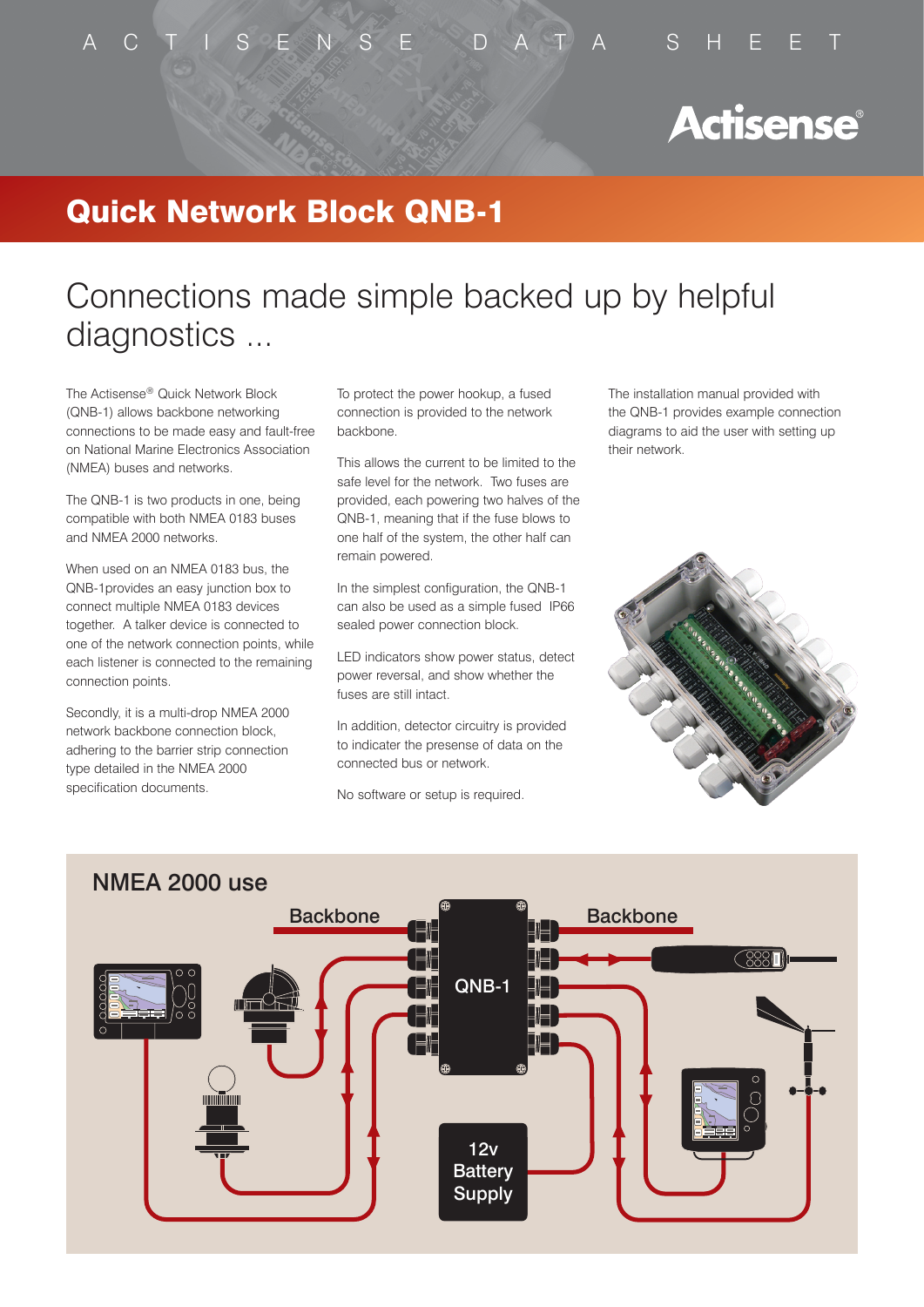ACTISENSE DATA SHEET

# Quick Network Block QNB-1

## Connections made simple backed up by helpful diagnostics ...

The Actisense® Quick Network Block (QNB-1) allows backbone networking connections to be made easy and fault-free on National Marine Electronics Association (NMEA) buses and networks.

The QNB-1 is two products in one, being compatible with both NMEA 0183 buses and NMEA 2000 networks.

When used on an NMEA 0183 bus, the QNB-1provides an easy junction box to connect multiple NMEA 0183 devices together. A talker device is connected to one of the network connection points, while each listener is connected to the remaining connection points.

Secondly, it is a multi-drop NMEA 2000 network backbone connection block, adhering to the barrier strip connection type detailed in the NMEA 2000 specification documents.

To protect the power hookup, a fused connection is provided to the network backbone.

This allows the current to be limited to the safe level for the network. Two fuses are provided, each powering two halves of the QNB-1, meaning that if the fuse blows to one half of the system, the other half can remain powered.

In the simplest configuration, the QNB-1 can also be used as a simple fused IP66 sealed power connection block.

LED indicators show power status, detect power reversal, and show whether the fuses are still intact.

In addition, detector circuitry is provided to indicater the presense of data on the connected bus or network.

No software or setup is required.

The installation manual provided with the QNB-1 provides example connection diagrams to aid the user with setting up their network.

## NMEA 2000 use

Backbone

QNB-1

Backbone

12v Battery Supply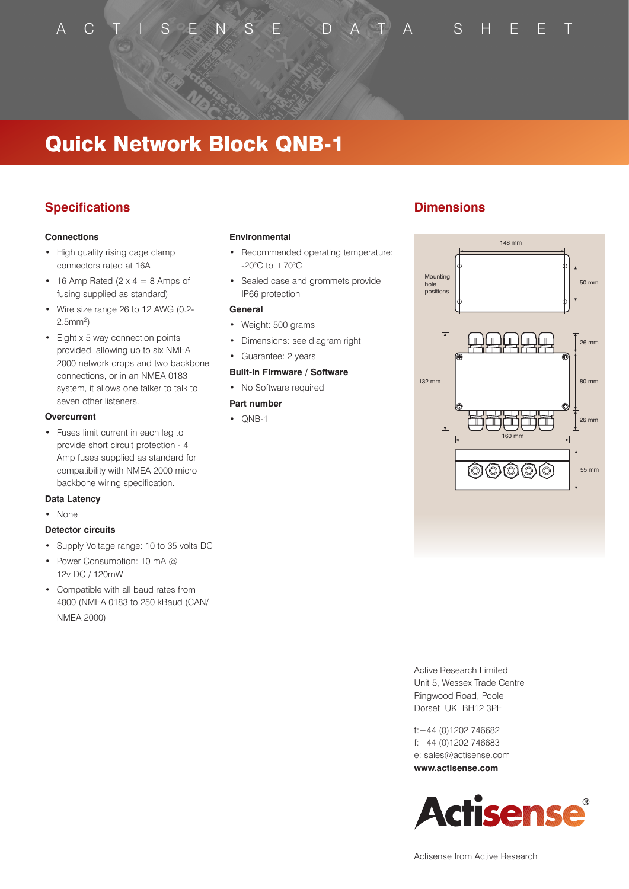ACTISENSE DATA SHEET

# Quick Network Block QNB-1

## Specifications

### Connections

- High quality rising cage clamp connectors rated at 16A
- 16 Amp Rated (2 x 4 = 8 Amps of fusing supplied as standard)
- Wire size range 26 to 12 AWG (0.2-2.5mm$^2$)
- Eight x 5 way connection points provided, allowing up to six NMEA 2000 network drops and two backbone connections, or in an NMEA 0183 system, it allows one talker to talk to seven other listeners.

### Overcurrent

- Fuses limit current in each leg to provide short circuit protection - 4 Amp fuses supplied as standard for compatibility with NMEA 2000 micro backbone wiring specification.

### Data Latency

- None

### Detector circuits

- Supply Voltage range: 10 to 35 volts DC
- Power Consumption: 10 mA @ 12v DC / 120mW
- Compatible with all baud rates from 4800 (NMEA 0183 to 250 kBaud (CAN/ NMEA 2000)

### Environmental

- Recommended operating temperature: -20°C to +70°C
- Sealed case and grommets provide IP66 protection

### General

- Weight: 500 grams
- Dimensions: see diagram right
- Guarantee: 2 years

### Built-in Firmware / Software

- No Software required

### Part number

- QNB-1

## Dimensions

148 mm
Mounting hole positions
50 mm
132 mm
26 mm
80 mm
26 mm
160 mm
55 mm

Active Research Limited
Unit 5, Wessex Trade Centre
Ringwood Road, Poole
Dorset UK BH12 3PF

t: +44 (0)1202 746682
f: +44 (0)1202 746683
e: sales@actisense.com
**www.actisense.com**

Actisense®

Actisense from Active Research